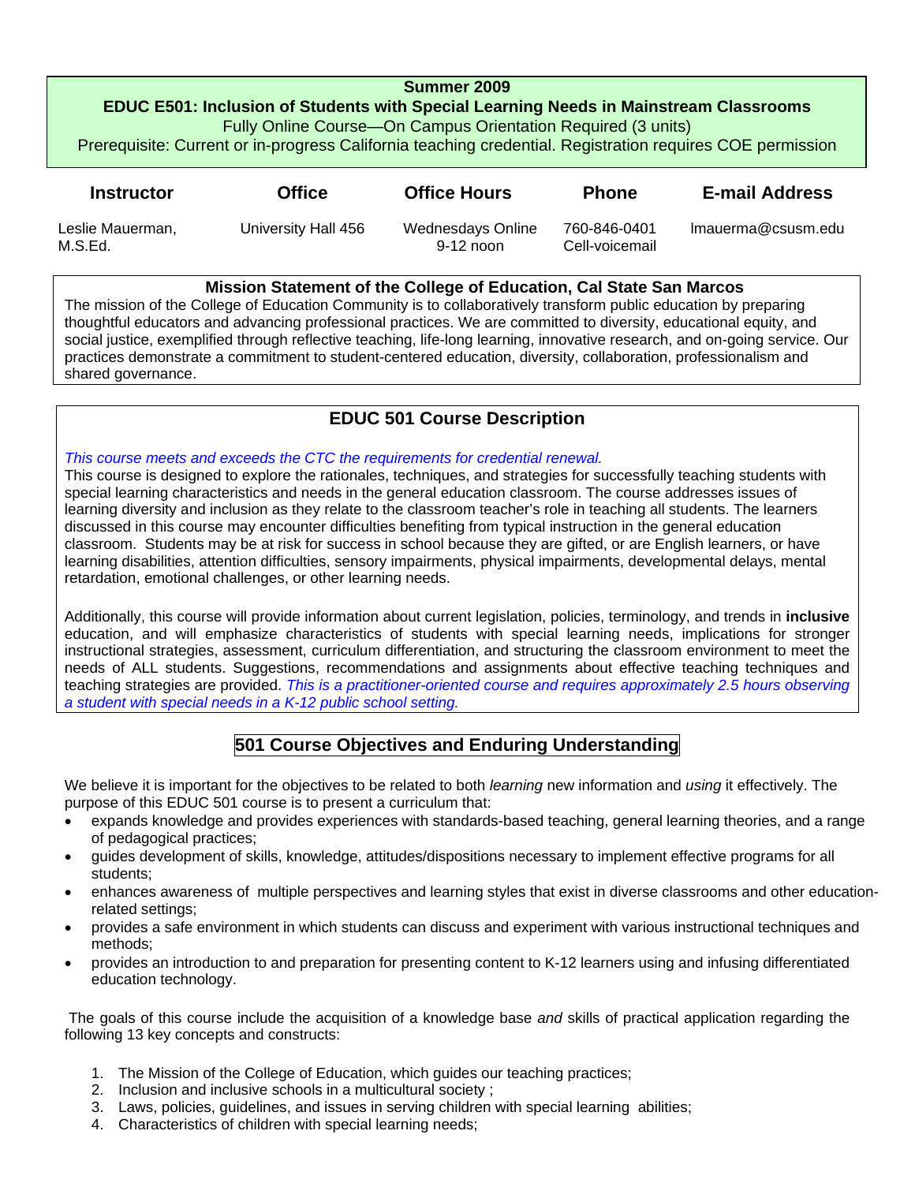**Summer 2009**

**EDUC E501: Inclusion of Students with Special Learning Needs in Mainstream Classrooms**

Fully Online Course—On Campus Orientation Required (3 units)

Prerequisite: Current or in-progress California teaching credential. Registration requires COE permission

| Instructor | Office | Office Hours | Phone | E-mail Address |
|---|---|---|---|---|
| Leslie Mauerman, M.S.Ed. | University Hall 456 | Wednesdays Online 9-12 noon | 760-846-0401 Cell-voicemail | lmauerma@csusm.edu |

**Mission Statement of the College of Education, Cal State San Marcos**

The mission of the College of Education Community is to collaboratively transform public education by preparing thoughtful educators and advancing professional practices. We are committed to diversity, educational equity, and social justice, exemplified through reflective teaching, life-long learning, innovative research, and on-going service. Our practices demonstrate a commitment to student-centered education, diversity, collaboration, professionalism and shared governance.

## EDUC 501 Course Description

*This course meets and exceeds the CTC the requirements for credential renewal.*

This course is designed to explore the rationales, techniques, and strategies for successfully teaching students with special learning characteristics and needs in the general education classroom. The course addresses issues of learning diversity and inclusion as they relate to the classroom teacher's role in teaching all students. The learners discussed in this course may encounter difficulties benefiting from typical instruction in the general education classroom. Students may be at risk for success in school because they are gifted, or are English learners, or have learning disabilities, attention difficulties, sensory impairments, physical impairments, developmental delays, mental retardation, emotional challenges, or other learning needs.

Additionally, this course will provide information about current legislation, policies, terminology, and trends in **inclusive** education, and will emphasize characteristics of students with special learning needs, implications for stronger instructional strategies, assessment, curriculum differentiation, and structuring the classroom environment to meet the needs of ALL students. Suggestions, recommendations and assignments about effective teaching techniques and teaching strategies are provided. *This is a practitioner-oriented course and requires approximately 2.5 hours observing a student with special needs in a K-12 public school setting.*

## 501 Course Objectives and Enduring Understanding

We believe it is important for the objectives to be related to both *learning* new information and *using* it effectively. The purpose of this EDUC 501 course is to present a curriculum that:

- expands knowledge and provides experiences with standards-based teaching, general learning theories, and a range of pedagogical practices;
- guides development of skills, knowledge, attitudes/dispositions necessary to implement effective programs for all students;
- enhances awareness of multiple perspectives and learning styles that exist in diverse classrooms and other education-related settings;
- provides a safe environment in which students can discuss and experiment with various instructional techniques and methods;
- provides an introduction to and preparation for presenting content to K-12 learners using and infusing differentiated education technology.

The goals of this course include the acquisition of a knowledge base *and* skills of practical application regarding the following 13 key concepts and constructs:

1. The Mission of the College of Education, which guides our teaching practices;
2. Inclusion and inclusive schools in a multicultural society ;
3. Laws, policies, guidelines, and issues in serving children with special learning abilities;
4. Characteristics of children with special learning needs;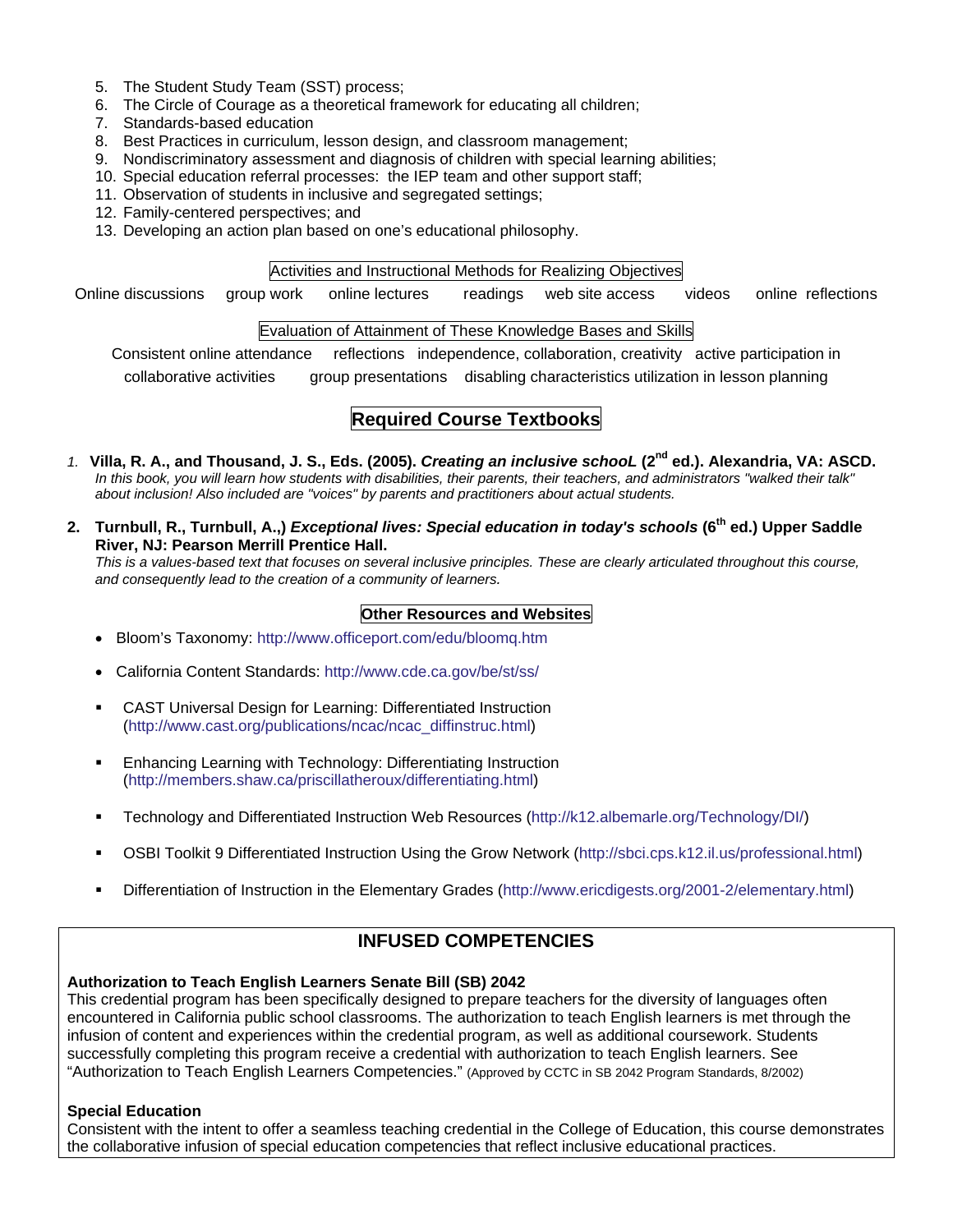5. The Student Study Team (SST) process;
6. The Circle of Courage as a theoretical framework for educating all children;
7. Standards-based education
8. Best Practices in curriculum, lesson design, and classroom management;
9. Nondiscriminatory assessment and diagnosis of children with special learning abilities;
10. Special education referral processes: the IEP team and other support staff;
11. Observation of students in inclusive and segregated settings;
12. Family-centered perspectives; and
13. Developing an action plan based on one's educational philosophy.

### Activities and Instructional Methods for Realizing Objectives

Online discussions  group work  online lectures  readings  web site access  videos  online reflections

### Evaluation of Attainment of These Knowledge Bases and Skills

Consistent online attendance  reflections  independence, collaboration, creativity  active participation in collaborative activities  group presentations  disabling characteristics utilization in lesson planning

## Required Course Textbooks

1. **Villa, R. A., and Thousand, J. S., Eds. (2005). *Creating an inclusive schooL* (2nd ed.). Alexandria, VA: ASCD.**
   *In this book, you will learn how students with disabilities, their parents, their teachers, and administrators "walked their talk" about inclusion! Also included are "voices" by parents and practitioners about actual students.*

2. **Turnbull, R., Turnbull, A.,) *Exceptional lives: Special education in today's schools* (6th ed.) Upper Saddle River, NJ: Pearson Merrill Prentice Hall.**
   *This is a values-based text that focuses on several inclusive principles. These are clearly articulated throughout this course, and consequently lead to the creation of a community of learners.*

### Other Resources and Websites

- Bloom's Taxonomy: http://www.officeport.com/edu/bloomq.htm
- California Content Standards: http://www.cde.ca.gov/be/st/ss/
- CAST Universal Design for Learning: Differentiated Instruction (http://www.cast.org/publications/ncac/ncac_diffinstruc.html)
- Enhancing Learning with Technology: Differentiating Instruction (http://members.shaw.ca/priscillatheroux/differentiating.html)
- Technology and Differentiated Instruction Web Resources (http://k12.albemarle.org/Technology/DI/)
- OSBI Toolkit 9 Differentiated Instruction Using the Grow Network (http://sbci.cps.k12.il.us/professional.html)
- Differentiation of Instruction in the Elementary Grades (http://www.ericdigests.org/2001-2/elementary.html)

## INFUSED COMPETENCIES

**Authorization to Teach English Learners Senate Bill (SB) 2042**
This credential program has been specifically designed to prepare teachers for the diversity of languages often encountered in California public school classrooms. The authorization to teach English learners is met through the infusion of content and experiences within the credential program, as well as additional coursework. Students successfully completing this program receive a credential with authorization to teach English learners. See "Authorization to Teach English Learners Competencies." (Approved by CCTC in SB 2042 Program Standards, 8/2002)

**Special Education**
Consistent with the intent to offer a seamless teaching credential in the College of Education, this course demonstrates the collaborative infusion of special education competencies that reflect inclusive educational practices.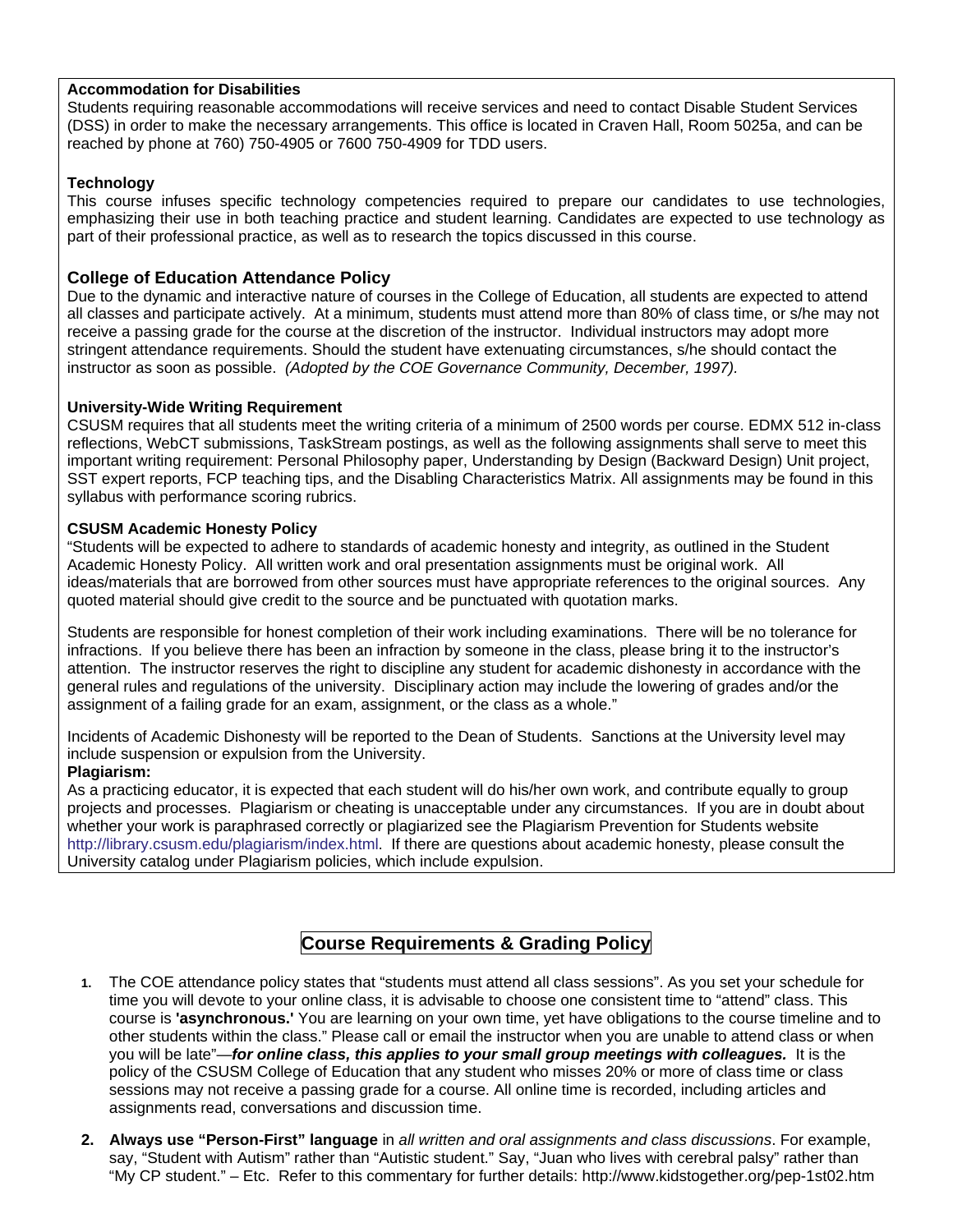**Accommodation for Disabilities**
Students requiring reasonable accommodations will receive services and need to contact Disable Student Services (DSS) in order to make the necessary arrangements. This office is located in Craven Hall, Room 5025a, and can be reached by phone at 760) 750-4905 or 7600 750-4909 for TDD users.

**Technology**
This course infuses specific technology competencies required to prepare our candidates to use technologies, emphasizing their use in both teaching practice and student learning. Candidates are expected to use technology as part of their professional practice, as well as to research the topics discussed in this course.

### College of Education Attendance Policy

Due to the dynamic and interactive nature of courses in the College of Education, all students are expected to attend all classes and participate actively. At a minimum, students must attend more than 80% of class time, or s/he may not receive a passing grade for the course at the discretion of the instructor. Individual instructors may adopt more stringent attendance requirements. Should the student have extenuating circumstances, s/he should contact the instructor as soon as possible. *(Adopted by the COE Governance Community, December, 1997).*

**University-Wide Writing Requirement**
CSUSM requires that all students meet the writing criteria of a minimum of 2500 words per course. EDMX 512 in-class reflections, WebCT submissions, TaskStream postings, as well as the following assignments shall serve to meet this important writing requirement: Personal Philosophy paper, Understanding by Design (Backward Design) Unit project, SST expert reports, FCP teaching tips, and the Disabling Characteristics Matrix. All assignments may be found in this syllabus with performance scoring rubrics.

**CSUSM Academic Honesty Policy**
"Students will be expected to adhere to standards of academic honesty and integrity, as outlined in the Student Academic Honesty Policy. All written work and oral presentation assignments must be original work. All ideas/materials that are borrowed from other sources must have appropriate references to the original sources. Any quoted material should give credit to the source and be punctuated with quotation marks.

Students are responsible for honest completion of their work including examinations. There will be no tolerance for infractions. If you believe there has been an infraction by someone in the class, please bring it to the instructor's attention. The instructor reserves the right to discipline any student for academic dishonesty in accordance with the general rules and regulations of the university. Disciplinary action may include the lowering of grades and/or the assignment of a failing grade for an exam, assignment, or the class as a whole."

Incidents of Academic Dishonesty will be reported to the Dean of Students. Sanctions at the University level may include suspension or expulsion from the University.

**Plagiarism:**
As a practicing educator, it is expected that each student will do his/her own work, and contribute equally to group projects and processes. Plagiarism or cheating is unacceptable under any circumstances. If you are in doubt about whether your work is paraphrased correctly or plagiarized see the Plagiarism Prevention for Students website http://library.csusm.edu/plagiarism/index.html. If there are questions about academic honesty, please consult the University catalog under Plagiarism policies, which include expulsion.

## Course Requirements & Grading Policy

1. The COE attendance policy states that "students must attend all class sessions". As you set your schedule for time you will devote to your online class, it is advisable to choose one consistent time to "attend" class. This course is **'asynchronous.'** You are learning on your own time, yet have obligations to the course timeline and to other students within the class." Please call or email the instructor when you are unable to attend class or when you will be late"—***for online class, this applies to your small group meetings with colleagues.*** It is the policy of the CSUSM College of Education that any student who misses 20% or more of class time or class sessions may not receive a passing grade for a course. All online time is recorded, including articles and assignments read, conversations and discussion time.

2. **Always use "Person-First" language** in *all written and oral assignments and class discussions*. For example, say, "Student with Autism" rather than "Autistic student." Say, "Juan who lives with cerebral palsy" rather than "My CP student." – Etc. Refer to this commentary for further details: http://www.kidstogether.org/pep-1st02.htm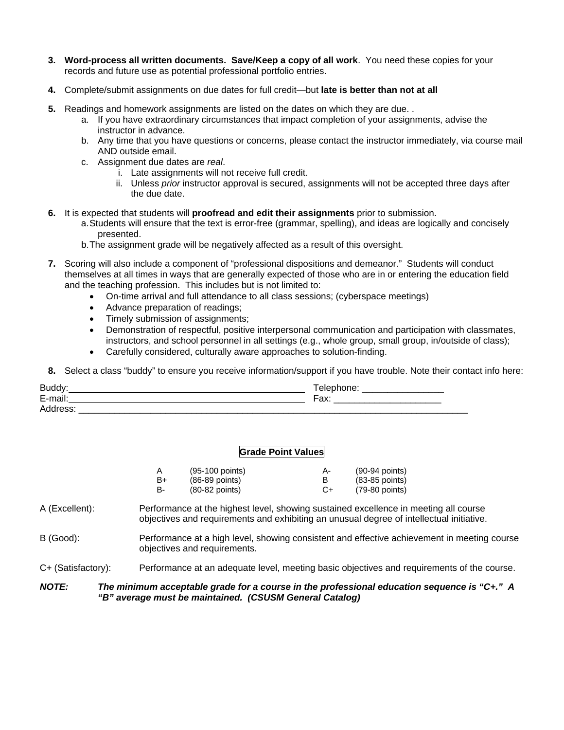3. **Word-process all written documents. Save/Keep a copy of all work**. You need these copies for your records and future use as potential professional portfolio entries.

4. Complete/submit assignments on due dates for full credit—but **late is better than not at all**

5. Readings and homework assignments are listed on the dates on which they are due. .
   a. If you have extraordinary circumstances that impact completion of your assignments, advise the instructor in advance.
   b. Any time that you have questions or concerns, please contact the instructor immediately, via course mail AND outside email.
   c. Assignment due dates are *real*.
      i. Late assignments will not receive full credit.
      ii. Unless *prior* instructor approval is secured, assignments will not be accepted three days after the due date.

6. It is expected that students will **proofread and edit their assignments** prior to submission.
   a. Students will ensure that the text is error-free (grammar, spelling), and ideas are logically and concisely presented.
   b. The assignment grade will be negatively affected as a result of this oversight.

7. Scoring will also include a component of "professional dispositions and demeanor." Students will conduct themselves at all times in ways that are generally expected of those who are in or entering the education field and the teaching profession. This includes but is not limited to:
   - On-time arrival and full attendance to all class sessions; (cyberspace meetings)
   - Advance preparation of readings;
   - Timely submission of assignments;
   - Demonstration of respectful, positive interpersonal communication and participation with classmates, instructors, and school personnel in all settings (e.g., whole group, small group, in/outside of class);
   - Carefully considered, culturally aware approaches to solution-finding.

8. Select a class "buddy" to ensure you receive information/support if you have trouble. Note their contact info here:

Buddy:______________________________________________ Telephone: ________________
E-mail:______________________________________________ Fax: _____________________
Address: ________________________________________________________________________________

**Grade Point Values**

| | | | |
|---|---|---|---|
| A | (95-100 points) | A- | (90-94 points) |
| B+ | (86-89 points) | B | (83-85 points) |
| B- | (80-82 points) | C+ | (79-80 points) |

A (Excellent): Performance at the highest level, showing sustained excellence in meeting all course objectives and requirements and exhibiting an unusual degree of intellectual initiative.

B (Good): Performance at a high level, showing consistent and effective achievement in meeting course objectives and requirements.

C+ (Satisfactory): Performance at an adequate level, meeting basic objectives and requirements of the course.

***NOTE:*** ***The minimum acceptable grade for a course in the professional education sequence is "C+." A "B" average must be maintained. (CSUSM General Catalog)***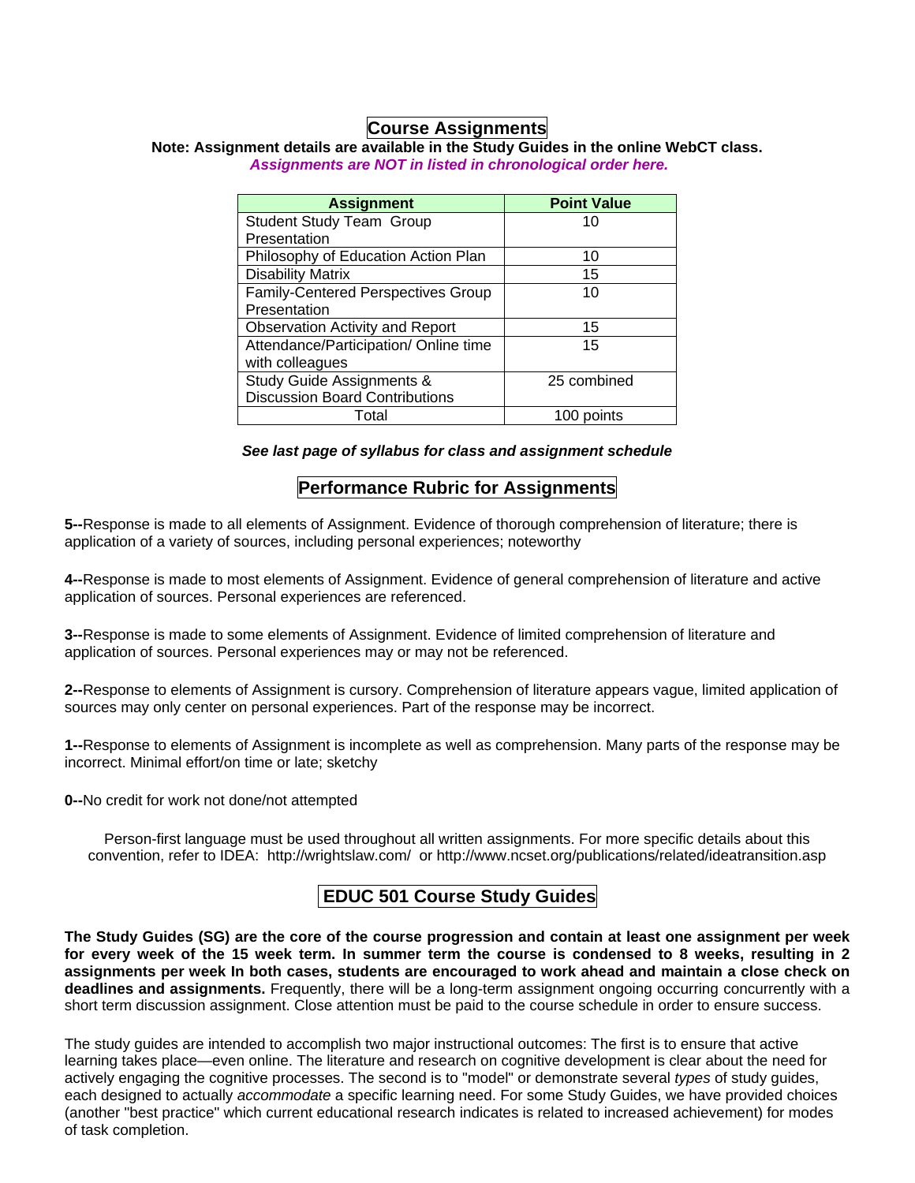## Course Assignments

**Note: Assignment details are available in the Study Guides in the online WebCT class.**
***Assignments are NOT in listed in chronological order here.***

| Assignment | Point Value |
|---|---|
| Student Study Team Group Presentation | 10 |
| Philosophy of Education Action Plan | 10 |
| Disability Matrix | 15 |
| Family-Centered Perspectives Group Presentation | 10 |
| Observation Activity and Report | 15 |
| Attendance/Participation/ Online time with colleagues | 15 |
| Study Guide Assignments & Discussion Board Contributions | 25 combined |
| Total | 100 points |

***See last page of syllabus for class and assignment schedule***

## Performance Rubric for Assignments

**5--**Response is made to all elements of Assignment. Evidence of thorough comprehension of literature; there is application of a variety of sources, including personal experiences; noteworthy

**4--**Response is made to most elements of Assignment. Evidence of general comprehension of literature and active application of sources. Personal experiences are referenced.

**3--**Response is made to some elements of Assignment. Evidence of limited comprehension of literature and application of sources. Personal experiences may or may not be referenced.

**2--**Response to elements of Assignment is cursory. Comprehension of literature appears vague, limited application of sources may only center on personal experiences. Part of the response may be incorrect.

**1--**Response to elements of Assignment is incomplete as well as comprehension. Many parts of the response may be incorrect. Minimal effort/on time or late; sketchy

**0--**No credit for work not done/not attempted

Person-first language must be used throughout all written assignments. For more specific details about this convention, refer to IDEA: http://wrightslaw.com/ or http://www.ncset.org/publications/related/ideatransition.asp

## EDUC 501 Course Study Guides

**The Study Guides (SG) are the core of the course progression and contain at least one assignment per week for every week of the 15 week term. In summer term the course is condensed to 8 weeks, resulting in 2 assignments per week In both cases, students are encouraged to work ahead and maintain a close check on deadlines and assignments.** Frequently, there will be a long-term assignment ongoing occurring concurrently with a short term discussion assignment. Close attention must be paid to the course schedule in order to ensure success.

The study guides are intended to accomplish two major instructional outcomes: The first is to ensure that active learning takes place—even online. The literature and research on cognitive development is clear about the need for actively engaging the cognitive processes. The second is to "model" or demonstrate several *types* of study guides, each designed to actually *accommodate* a specific learning need. For some Study Guides, we have provided choices (another "best practice" which current educational research indicates is related to increased achievement) for modes of task completion.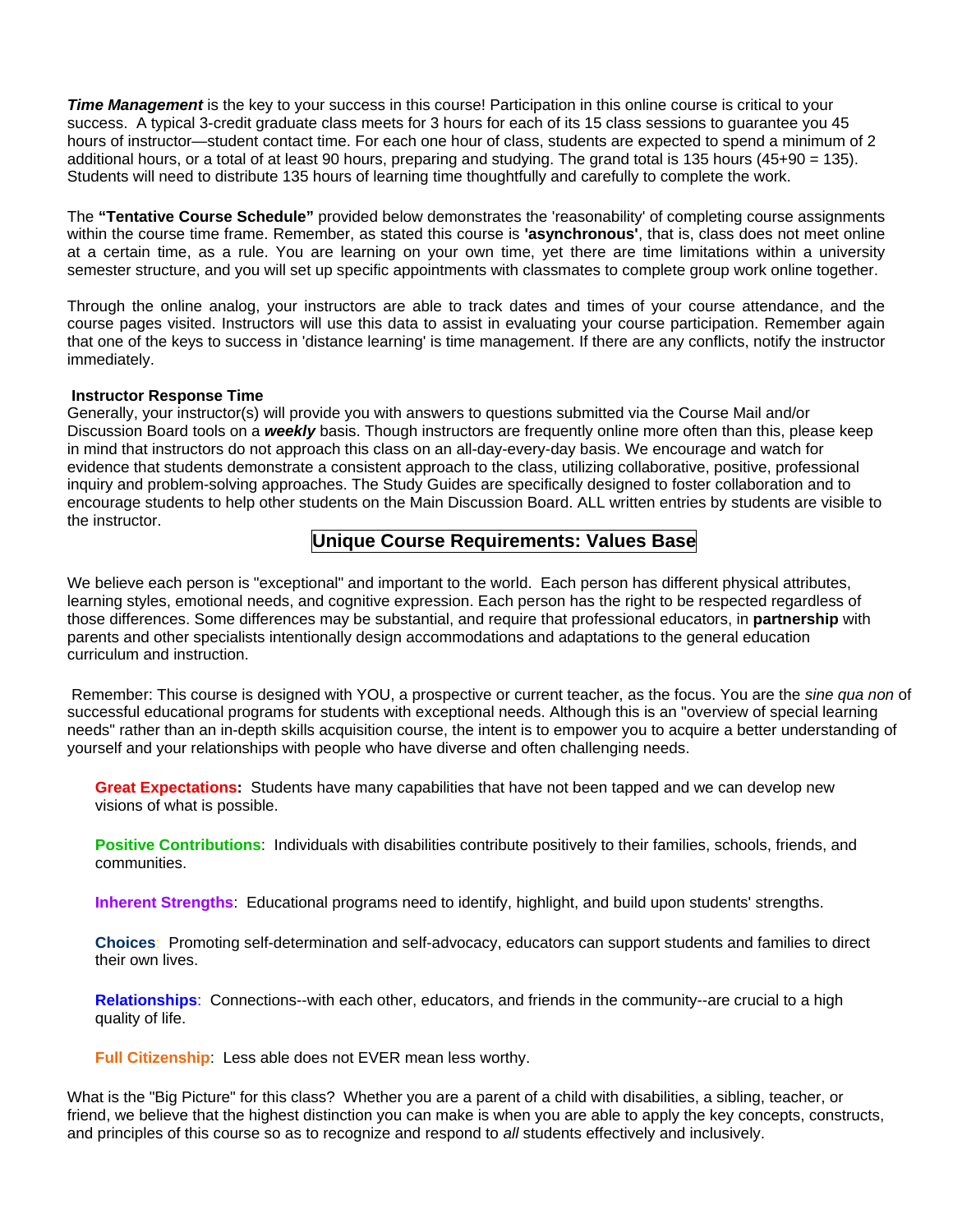***Time Management*** is the key to your success in this course! Participation in this online course is critical to your success. A typical 3-credit graduate class meets for 3 hours for each of its 15 class sessions to guarantee you 45 hours of instructor—student contact time. For each one hour of class, students are expected to spend a minimum of 2 additional hours, or a total of at least 90 hours, preparing and studying. The grand total is 135 hours (45+90 = 135). Students will need to distribute 135 hours of learning time thoughtfully and carefully to complete the work.

The **"Tentative Course Schedule"** provided below demonstrates the 'reasonability' of completing course assignments within the course time frame. Remember, as stated this course is **'asynchronous'**, that is, class does not meet online at a certain time, as a rule. You are learning on your own time, yet there are time limitations within a university semester structure, and you will set up specific appointments with classmates to complete group work online together.

Through the online analog, your instructors are able to track dates and times of your course attendance, and the course pages visited. Instructors will use this data to assist in evaluating your course participation. Remember again that one of the keys to success in 'distance learning' is time management. If there are any conflicts, notify the instructor immediately.

**Instructor Response Time**

Generally, your instructor(s) will provide you with answers to questions submitted via the Course Mail and/or Discussion Board tools on a ***weekly*** basis. Though instructors are frequently online more often than this, please keep in mind that instructors do not approach this class on an all-day-every-day basis. We encourage and watch for evidence that students demonstrate a consistent approach to the class, utilizing collaborative, positive, professional inquiry and problem-solving approaches. The Study Guides are specifically designed to foster collaboration and to encourage students to help other students on the Main Discussion Board. ALL written entries by students are visible to the instructor.

## Unique Course Requirements: Values Base

We believe each person is "exceptional" and important to the world. Each person has different physical attributes, learning styles, emotional needs, and cognitive expression. Each person has the right to be respected regardless of those differences. Some differences may be substantial, and require that professional educators, in **partnership** with parents and other specialists intentionally design accommodations and adaptations to the general education curriculum and instruction.

Remember: This course is designed with YOU, a prospective or current teacher, as the focus. You are the *sine qua non* of successful educational programs for students with exceptional needs. Although this is an "overview of special learning needs" rather than an in-depth skills acquisition course, the intent is to empower you to acquire a better understanding of yourself and your relationships with people who have diverse and often challenging needs.

**Great Expectations:** Students have many capabilities that have not been tapped and we can develop new visions of what is possible.

**Positive Contributions**: Individuals with disabilities contribute positively to their families, schools, friends, and communities.

**Inherent Strengths**: Educational programs need to identify, highlight, and build upon students' strengths.

**Choices**: Promoting self-determination and self-advocacy, educators can support students and families to direct their own lives.

**Relationships**: Connections--with each other, educators, and friends in the community--are crucial to a high quality of life.

**Full Citizenship**: Less able does not EVER mean less worthy.

What is the "Big Picture" for this class? Whether you are a parent of a child with disabilities, a sibling, teacher, or friend, we believe that the highest distinction you can make is when you are able to apply the key concepts, constructs, and principles of this course so as to recognize and respond to *all* students effectively and inclusively.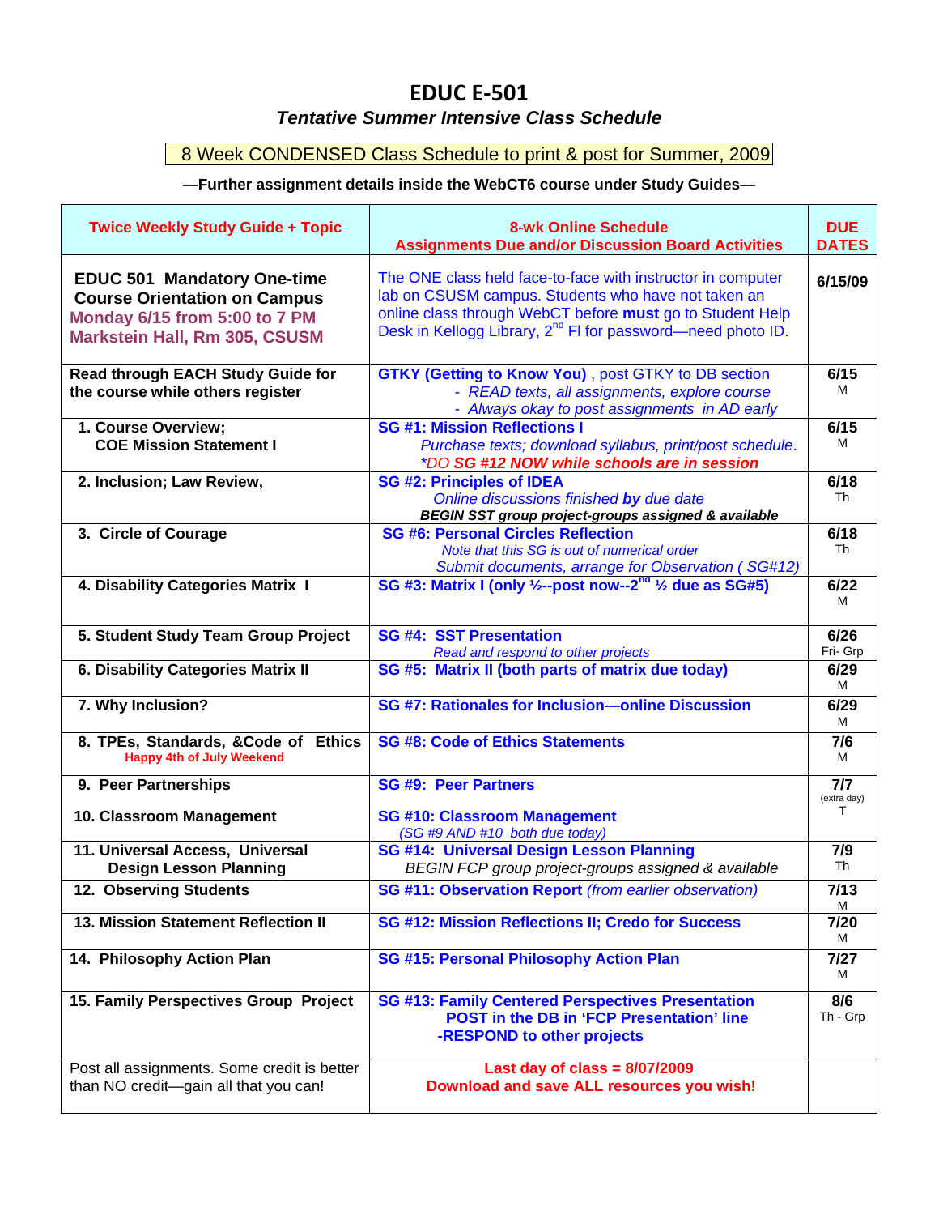# EDUC E-501

***Tentative Summer Intensive Class Schedule***

8 Week CONDENSED Class Schedule to print & post for Summer, 2009

**—Further assignment details inside the WebCT6 course under Study Guides—**

| Twice Weekly Study Guide + Topic | 8-wk Online Schedule<br>Assignments Due and/or Discussion Board Activities | DUE DATES |
|---|---|---|
| **EDUC 501 Mandatory One-time Course Orientation on Campus**<br>**Monday 6/15 from 5:00 to 7 PM**<br>**Markstein Hall, Rm 305, CSUSM** | The ONE class held face-to-face with instructor in computer lab on CSUSM campus. Students who have not taken an online class through WebCT before **must** go to Student Help Desk in Kellogg Library, 2nd Fl for password—need photo ID. | **6/15/09** |
| **Read through EACH Study Guide for the course while others register** | **GTKY (Getting to Know You)**, post GTKY to DB section<br>*- READ texts, all assignments, explore course*<br>*- Always okay to post assignments in AD early* | **6/15**<br>M |
| **1. Course Overview; COE Mission Statement I** | **SG #1: Mission Reflections I**<br>*Purchase texts; download syllabus, print/post schedule.*<br>*\*DO **SG #12 NOW while schools are in session*** | **6/15**<br>M |
| **2. Inclusion; Law Review,** | **SG #2: Principles of IDEA**<br>*Online discussions finished **by** due date*<br>***BEGIN SST group project-groups assigned & available*** | **6/18**<br>Th |
| **3. Circle of Courage** | **SG #6: Personal Circles Reflection**<br>*Note that this SG is out of numerical order*<br>*Submit documents, arrange for Observation ( SG#12)* | **6/18**<br>Th |
| **4. Disability Categories Matrix I** | **SG #3: Matrix I (only ½--post now--2nd ½ due as SG#5)** | **6/22**<br>M |
| **5. Student Study Team Group Project** | **SG #4: SST Presentation**<br>*Read and respond to other projects* | **6/26**<br>Fri- Grp |
| **6. Disability Categories Matrix II** | **SG #5: Matrix II (both parts of matrix due today)** | **6/29**<br>M |
| **7. Why Inclusion?** | **SG #7: Rationales for Inclusion—online Discussion** | **6/29**<br>M |
| **8. TPEs, Standards, &Code of Ethics**<br>**Happy 4th of July Weekend** | **SG #8: Code of Ethics Statements** | **7/6**<br>M |
| **9. Peer Partnerships**<br><br>**10. Classroom Management** | **SG #9: Peer Partners**<br><br>**SG #10: Classroom Management**<br>*(SG #9 AND #10 both due today)* | **7/7**<br>(extra day)<br>T |
| **11. Universal Access, Universal Design Lesson Planning** | **SG #14: Universal Design Lesson Planning**<br>*BEGIN FCP group project-groups assigned & available* | **7/9**<br>Th |
| **12. Observing Students** | **SG #11: Observation Report** *(from earlier observation)* | **7/13**<br>M |
| **13. Mission Statement Reflection II** | **SG #12: Mission Reflections II; Credo for Success** | **7/20**<br>M |
| **14. Philosophy Action Plan** | **SG #15: Personal Philosophy Action Plan** | **7/27**<br>M |
| **15. Family Perspectives Group Project** | **SG #13: Family Centered Perspectives Presentation**<br>**POST in the DB in 'FCP Presentation' line**<br>**-RESPOND to other projects** | **8/6**<br>Th - Grp |
| Post all assignments. Some credit is better than NO credit—gain all that you can! | **Last day of class = 8/07/2009**<br>**Download and save ALL resources you wish!** | |